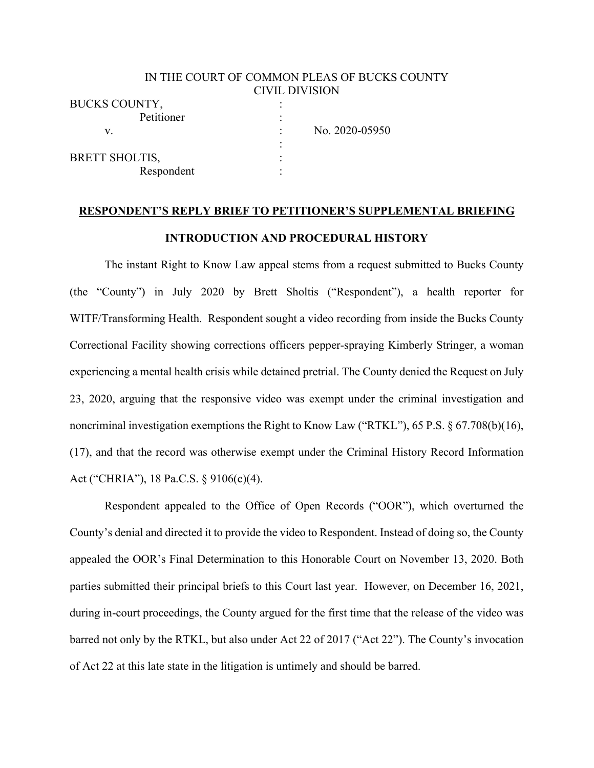IN THE COURT OF COMMON PLEAS OF BUCKS COUNTY
CIVIL DIVISION

| | | |
|---|---|---|
| BUCKS COUNTY, | : | |
| Petitioner | : | |
| v. | : | No. 2020-05950 |
| | : | |
| BRETT SHOLTIS, | : | |
| Respondent | : | |

**RESPONDENT'S REPLY BRIEF TO PETITIONER'S SUPPLEMENTAL BRIEFING**

**INTRODUCTION AND PROCEDURAL HISTORY**

The instant Right to Know Law appeal stems from a request submitted to Bucks County (the "County") in July 2020 by Brett Sholtis ("Respondent"), a health reporter for WITF/Transforming Health. Respondent sought a video recording from inside the Bucks County Correctional Facility showing corrections officers pepper-spraying Kimberly Stringer, a woman experiencing a mental health crisis while detained pretrial. The County denied the Request on July 23, 2020, arguing that the responsive video was exempt under the criminal investigation and noncriminal investigation exemptions the Right to Know Law ("RTKL"), 65 P.S. § 67.708(b)(16), (17), and that the record was otherwise exempt under the Criminal History Record Information Act ("CHRIA"), 18 Pa.C.S. § 9106(c)(4).

Respondent appealed to the Office of Open Records ("OOR"), which overturned the County's denial and directed it to provide the video to Respondent. Instead of doing so, the County appealed the OOR's Final Determination to this Honorable Court on November 13, 2020. Both parties submitted their principal briefs to this Court last year. However, on December 16, 2021, during in-court proceedings, the County argued for the first time that the release of the video was barred not only by the RTKL, but also under Act 22 of 2017 ("Act 22"). The County's invocation of Act 22 at this late state in the litigation is untimely and should be barred.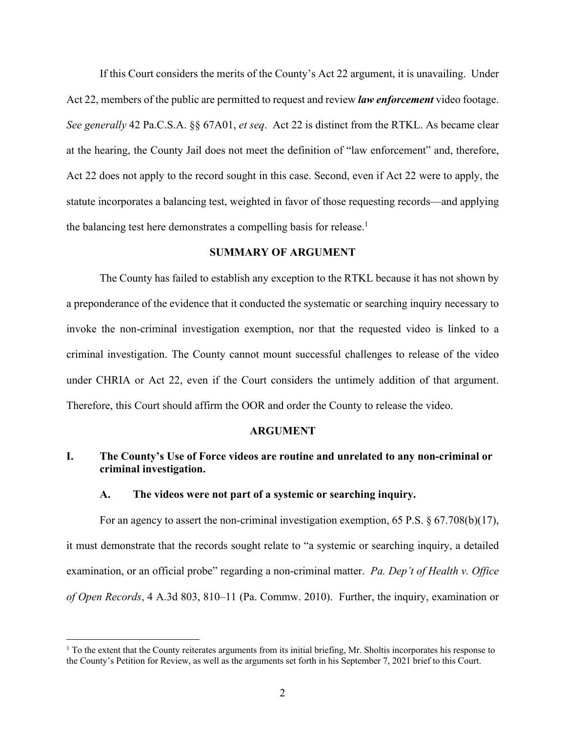If this Court considers the merits of the County's Act 22 argument, it is unavailing. Under Act 22, members of the public are permitted to request and review ***law enforcement*** video footage. *See generally* 42 Pa.C.S.A. §§ 67A01, *et seq*. Act 22 is distinct from the RTKL. As became clear at the hearing, the County Jail does not meet the definition of "law enforcement" and, therefore, Act 22 does not apply to the record sought in this case. Second, even if Act 22 were to apply, the statute incorporates a balancing test, weighted in favor of those requesting records—and applying the balancing test here demonstrates a compelling basis for release.[1]

## SUMMARY OF ARGUMENT

The County has failed to establish any exception to the RTKL because it has not shown by a preponderance of the evidence that it conducted the systematic or searching inquiry necessary to invoke the non-criminal investigation exemption, nor that the requested video is linked to a criminal investigation. The County cannot mount successful challenges to release of the video under CHRIA or Act 22, even if the Court considers the untimely addition of that argument. Therefore, this Court should affirm the OOR and order the County to release the video.

## ARGUMENT

### I. The County's Use of Force videos are routine and unrelated to any non-criminal or criminal investigation.

#### A. The videos were not part of a systemic or searching inquiry.

For an agency to assert the non-criminal investigation exemption, 65 P.S. § 67.708(b)(17), it must demonstrate that the records sought relate to "a systemic or searching inquiry, a detailed examination, or an official probe" regarding a non-criminal matter. *Pa. Dep't of Health v. Office of Open Records*, 4 A.3d 803, 810–11 (Pa. Commw. 2010). Further, the inquiry, examination or

[1] To the extent that the County reiterates arguments from its initial briefing, Mr. Sholtis incorporates his response to the County's Petition for Review, as well as the arguments set forth in his September 7, 2021 brief to this Court.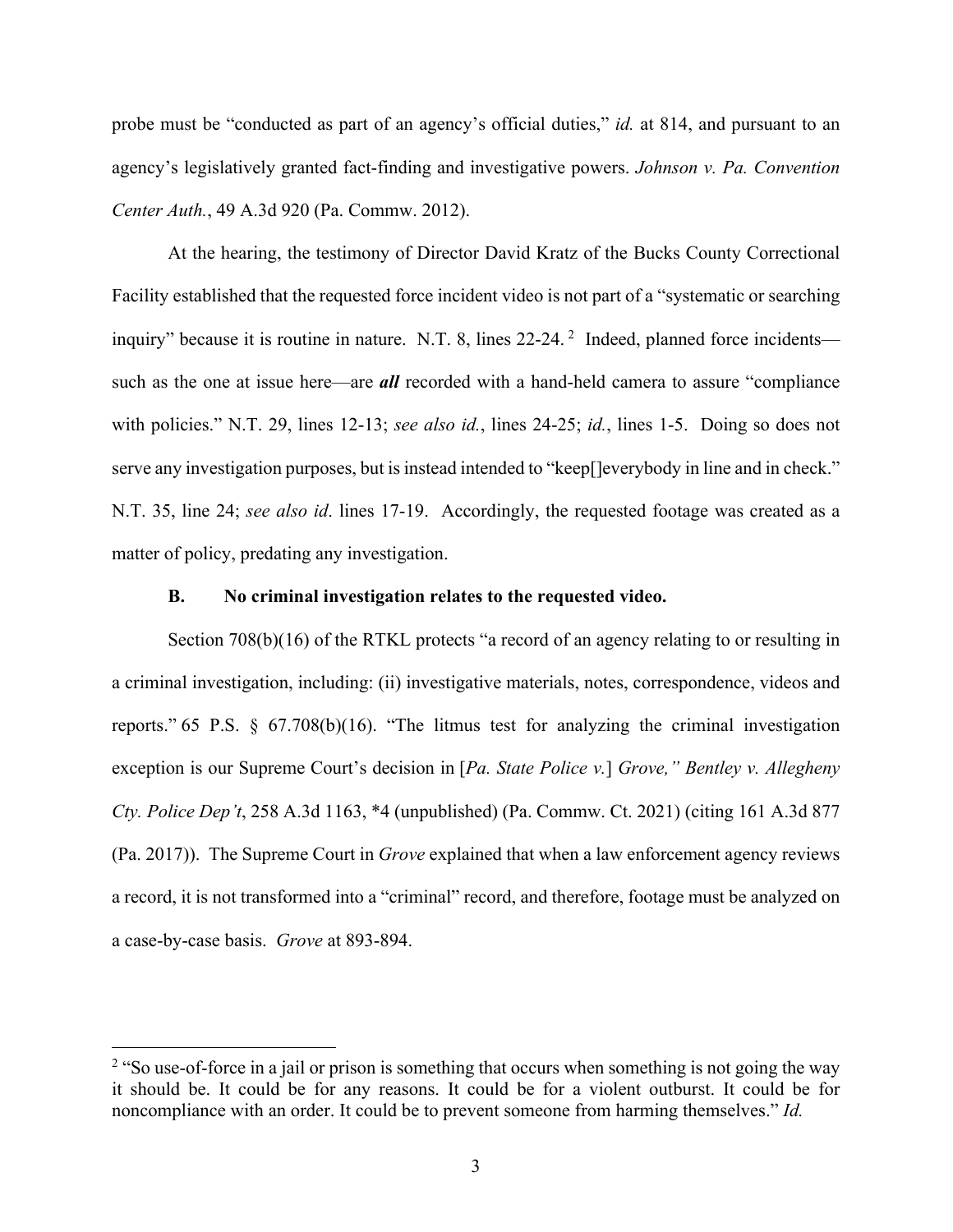probe must be "conducted as part of an agency's official duties," *id.* at 814, and pursuant to an agency's legislatively granted fact-finding and investigative powers. *Johnson v. Pa. Convention Center Auth.*, 49 A.3d 920 (Pa. Commw. 2012).

At the hearing, the testimony of Director David Kratz of the Bucks County Correctional Facility established that the requested force incident video is not part of a "systematic or searching inquiry" because it is routine in nature. N.T. 8, lines 22-24.[2] Indeed, planned force incidents—such as the one at issue here—are ***all*** recorded with a hand-held camera to assure "compliance with policies." N.T. 29, lines 12-13; *see also id.*, lines 24-25; *id.*, lines 1-5. Doing so does not serve any investigation purposes, but is instead intended to "keep[]everybody in line and in check." N.T. 35, line 24; *see also id*. lines 17-19. Accordingly, the requested footage was created as a matter of policy, predating any investigation.

### B. No criminal investigation relates to the requested video.

Section 708(b)(16) of the RTKL protects "a record of an agency relating to or resulting in a criminal investigation, including: (ii) investigative materials, notes, correspondence, videos and reports." 65 P.S. § 67.708(b)(16). "The litmus test for analyzing the criminal investigation exception is our Supreme Court's decision in [*Pa. State Police v.*] *Grove," Bentley v. Allegheny Cty. Police Dep't*, 258 A.3d 1163, *4 (unpublished) (Pa. Commw. Ct. 2021) (citing 161 A.3d 877 (Pa. 2017)). The Supreme Court in *Grove* explained that when a law enforcement agency reviews a record, it is not transformed into a "criminal" record, and therefore, footage must be analyzed on a case-by-case basis. *Grove* at 893-894.

---

[2] "So use-of-force in a jail or prison is something that occurs when something is not going the way it should be. It could be for any reasons. It could be for a violent outburst. It could be for noncompliance with an order. It could be to prevent someone from harming themselves." *Id.*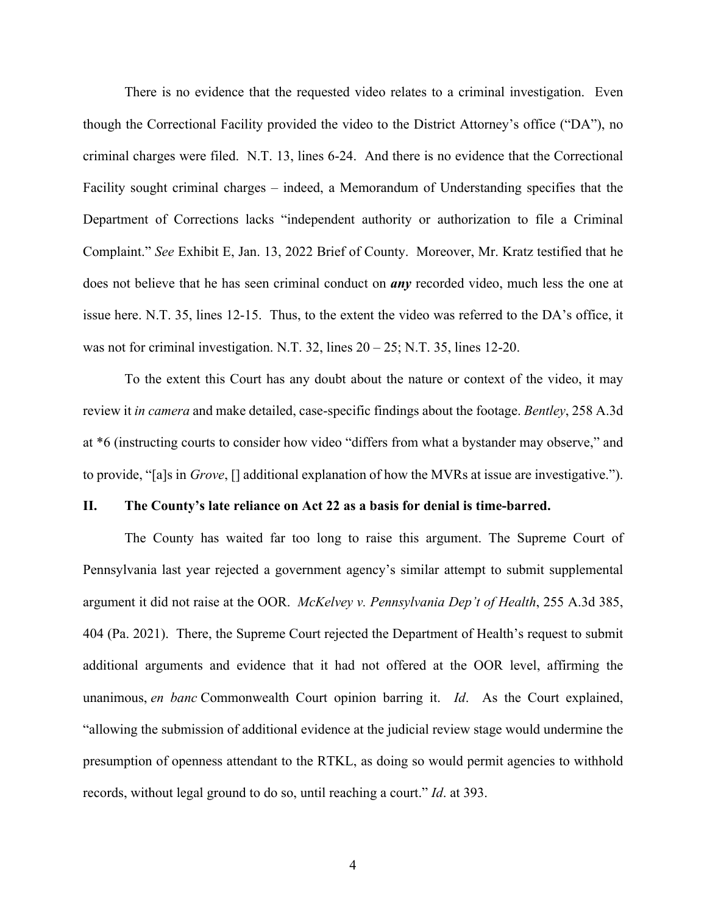There is no evidence that the requested video relates to a criminal investigation. Even though the Correctional Facility provided the video to the District Attorney's office ("DA"), no criminal charges were filed. N.T. 13, lines 6-24. And there is no evidence that the Correctional Facility sought criminal charges – indeed, a Memorandum of Understanding specifies that the Department of Corrections lacks "independent authority or authorization to file a Criminal Complaint." *See* Exhibit E, Jan. 13, 2022 Brief of County. Moreover, Mr. Kratz testified that he does not believe that he has seen criminal conduct on ***any*** recorded video, much less the one at issue here. N.T. 35, lines 12-15. Thus, to the extent the video was referred to the DA's office, it was not for criminal investigation. N.T. 32, lines 20 – 25; N.T. 35, lines 12-20.

To the extent this Court has any doubt about the nature or context of the video, it may review it *in camera* and make detailed, case-specific findings about the footage. *Bentley*, 258 A.3d at *6 (instructing courts to consider how video "differs from what a bystander may observe," and to provide, "[a]s in *Grove*, [] additional explanation of how the MVRs at issue are investigative.").

## II. The County's late reliance on Act 22 as a basis for denial is time-barred.

The County has waited far too long to raise this argument. The Supreme Court of Pennsylvania last year rejected a government agency's similar attempt to submit supplemental argument it did not raise at the OOR. *McKelvey v. Pennsylvania Dep't of Health*, 255 A.3d 385, 404 (Pa. 2021). There, the Supreme Court rejected the Department of Health's request to submit additional arguments and evidence that it had not offered at the OOR level, affirming the unanimous, *en banc* Commonwealth Court opinion barring it. *Id*. As the Court explained, "allowing the submission of additional evidence at the judicial review stage would undermine the presumption of openness attendant to the RTKL, as doing so would permit agencies to withhold records, without legal ground to do so, until reaching a court." *Id*. at 393.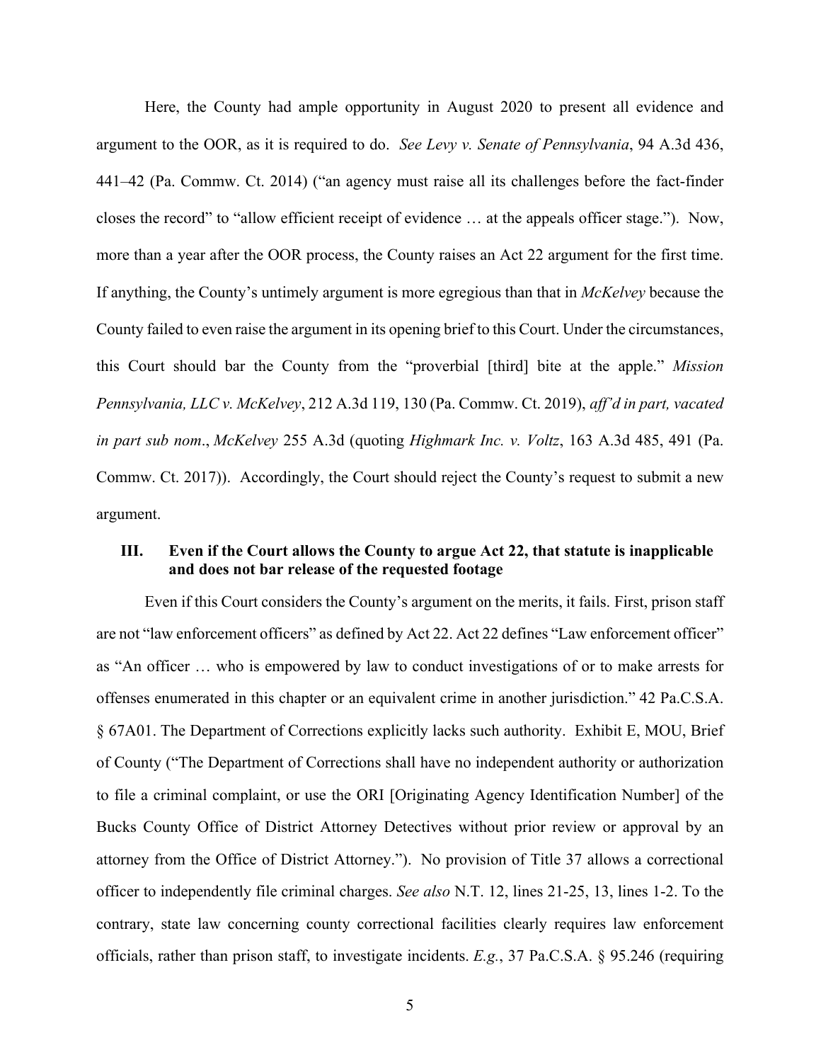Here, the County had ample opportunity in August 2020 to present all evidence and argument to the OOR, as it is required to do. *See Levy v. Senate of Pennsylvania*, 94 A.3d 436, 441–42 (Pa. Commw. Ct. 2014) ("an agency must raise all its challenges before the fact-finder closes the record" to "allow efficient receipt of evidence … at the appeals officer stage."). Now, more than a year after the OOR process, the County raises an Act 22 argument for the first time. If anything, the County's untimely argument is more egregious than that in *McKelvey* because the County failed to even raise the argument in its opening brief to this Court. Under the circumstances, this Court should bar the County from the "proverbial [third] bite at the apple." *Mission Pennsylvania, LLC v. McKelvey*, 212 A.3d 119, 130 (Pa. Commw. Ct. 2019), *aff'd in part, vacated in part sub nom*., *McKelvey* 255 A.3d (quoting *Highmark Inc. v. Voltz*, 163 A.3d 485, 491 (Pa. Commw. Ct. 2017)). Accordingly, the Court should reject the County's request to submit a new argument.

### III. Even if the Court allows the County to argue Act 22, that statute is inapplicable and does not bar release of the requested footage

Even if this Court considers the County's argument on the merits, it fails. First, prison staff are not "law enforcement officers" as defined by Act 22. Act 22 defines "Law enforcement officer" as "An officer … who is empowered by law to conduct investigations of or to make arrests for offenses enumerated in this chapter or an equivalent crime in another jurisdiction." 42 Pa.C.S.A. § 67A01. The Department of Corrections explicitly lacks such authority. Exhibit E, MOU, Brief of County ("The Department of Corrections shall have no independent authority or authorization to file a criminal complaint, or use the ORI [Originating Agency Identification Number] of the Bucks County Office of District Attorney Detectives without prior review or approval by an attorney from the Office of District Attorney."). No provision of Title 37 allows a correctional officer to independently file criminal charges. *See also* N.T. 12, lines 21-25, 13, lines 1-2. To the contrary, state law concerning county correctional facilities clearly requires law enforcement officials, rather than prison staff, to investigate incidents. *E.g.*, 37 Pa.C.S.A. § 95.246 (requiring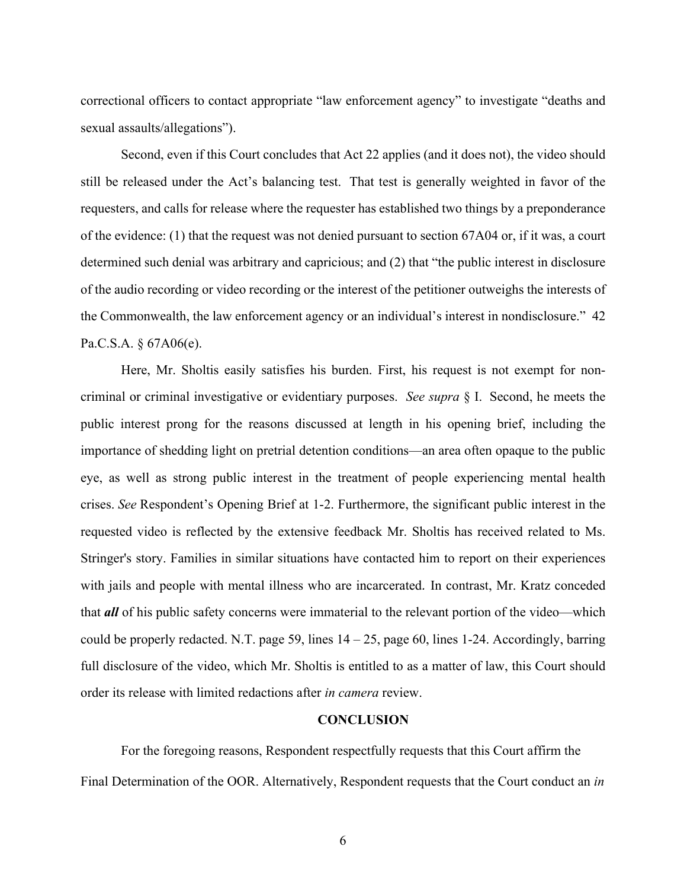correctional officers to contact appropriate "law enforcement agency" to investigate "deaths and sexual assaults/allegations").

Second, even if this Court concludes that Act 22 applies (and it does not), the video should still be released under the Act's balancing test. That test is generally weighted in favor of the requesters, and calls for release where the requester has established two things by a preponderance of the evidence: (1) that the request was not denied pursuant to section 67A04 or, if it was, a court determined such denial was arbitrary and capricious; and (2) that "the public interest in disclosure of the audio recording or video recording or the interest of the petitioner outweighs the interests of the Commonwealth, the law enforcement agency or an individual's interest in nondisclosure." 42 Pa.C.S.A. § 67A06(e).

Here, Mr. Sholtis easily satisfies his burden. First, his request is not exempt for non-criminal or criminal investigative or evidentiary purposes. *See supra* § I. Second, he meets the public interest prong for the reasons discussed at length in his opening brief, including the importance of shedding light on pretrial detention conditions—an area often opaque to the public eye, as well as strong public interest in the treatment of people experiencing mental health crises. *See* Respondent's Opening Brief at 1-2. Furthermore, the significant public interest in the requested video is reflected by the extensive feedback Mr. Sholtis has received related to Ms. Stringer's story. Families in similar situations have contacted him to report on their experiences with jails and people with mental illness who are incarcerated. In contrast, Mr. Kratz conceded that ***all*** of his public safety concerns were immaterial to the relevant portion of the video—which could be properly redacted. N.T. page 59, lines 14 – 25, page 60, lines 1-24. Accordingly, barring full disclosure of the video, which Mr. Sholtis is entitled to as a matter of law, this Court should order its release with limited redactions after *in camera* review.

## CONCLUSION

For the foregoing reasons, Respondent respectfully requests that this Court affirm the Final Determination of the OOR. Alternatively, Respondent requests that the Court conduct an *in*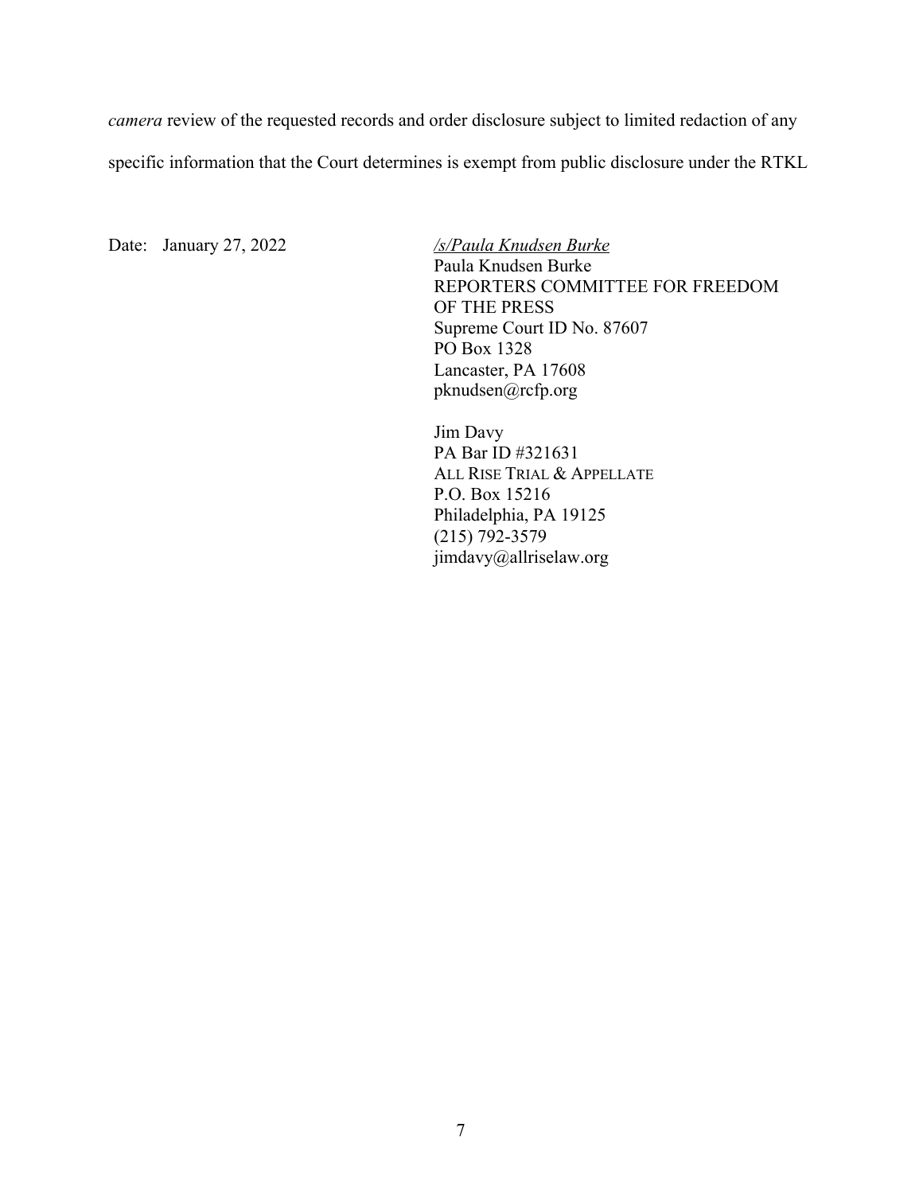*camera* review of the requested records and order disclosure subject to limited redaction of any specific information that the Court determines is exempt from public disclosure under the RTKL

Date: January 27, 2022

*/s/Paula Knudsen Burke*
Paula Knudsen Burke
REPORTERS COMMITTEE FOR FREEDOM OF THE PRESS
Supreme Court ID No. 87607
PO Box 1328
Lancaster, PA 17608
pknudsen@rcfp.org

Jim Davy
PA Bar ID #321631
ALL RISE TRIAL & APPELLATE
P.O. Box 15216
Philadelphia, PA 19125
(215) 792-3579
jimdavy@allriselaw.org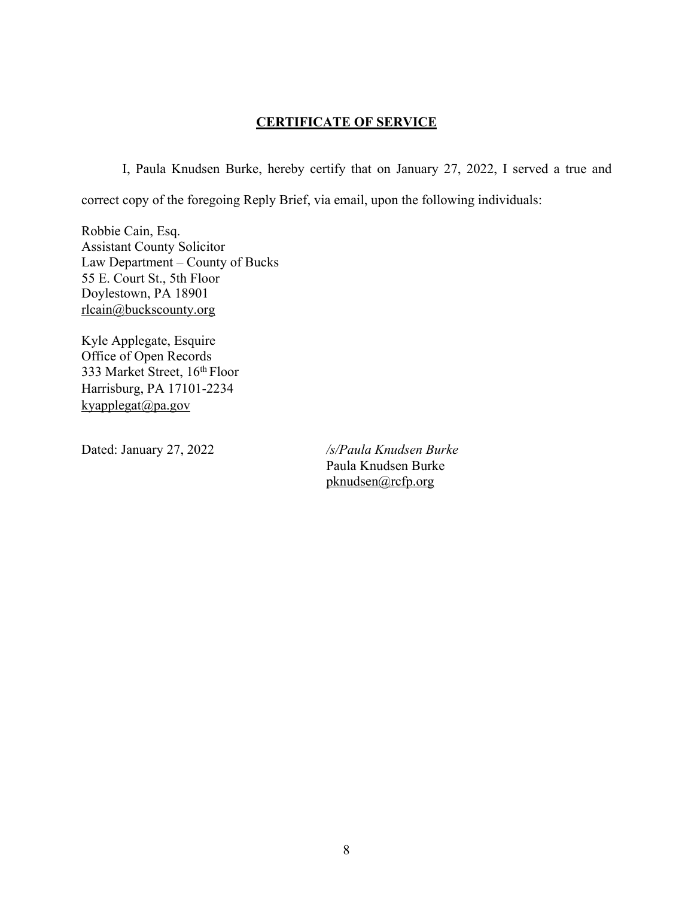## **CERTIFICATE OF SERVICE**

I, Paula Knudsen Burke, hereby certify that on January 27, 2022, I served a true and correct copy of the foregoing Reply Brief, via email, upon the following individuals:

Robbie Cain, Esq.
Assistant County Solicitor
Law Department – County of Bucks
55 E. Court St., 5th Floor
Doylestown, PA 18901
rlcain@buckscounty.org

Kyle Applegate, Esquire
Office of Open Records
333 Market Street, 16th Floor
Harrisburg, PA 17101-2234
kyapplegat@pa.gov

Dated: January 27, 2022

*/s/Paula Knudsen Burke*
Paula Knudsen Burke
pknudsen@rcfp.org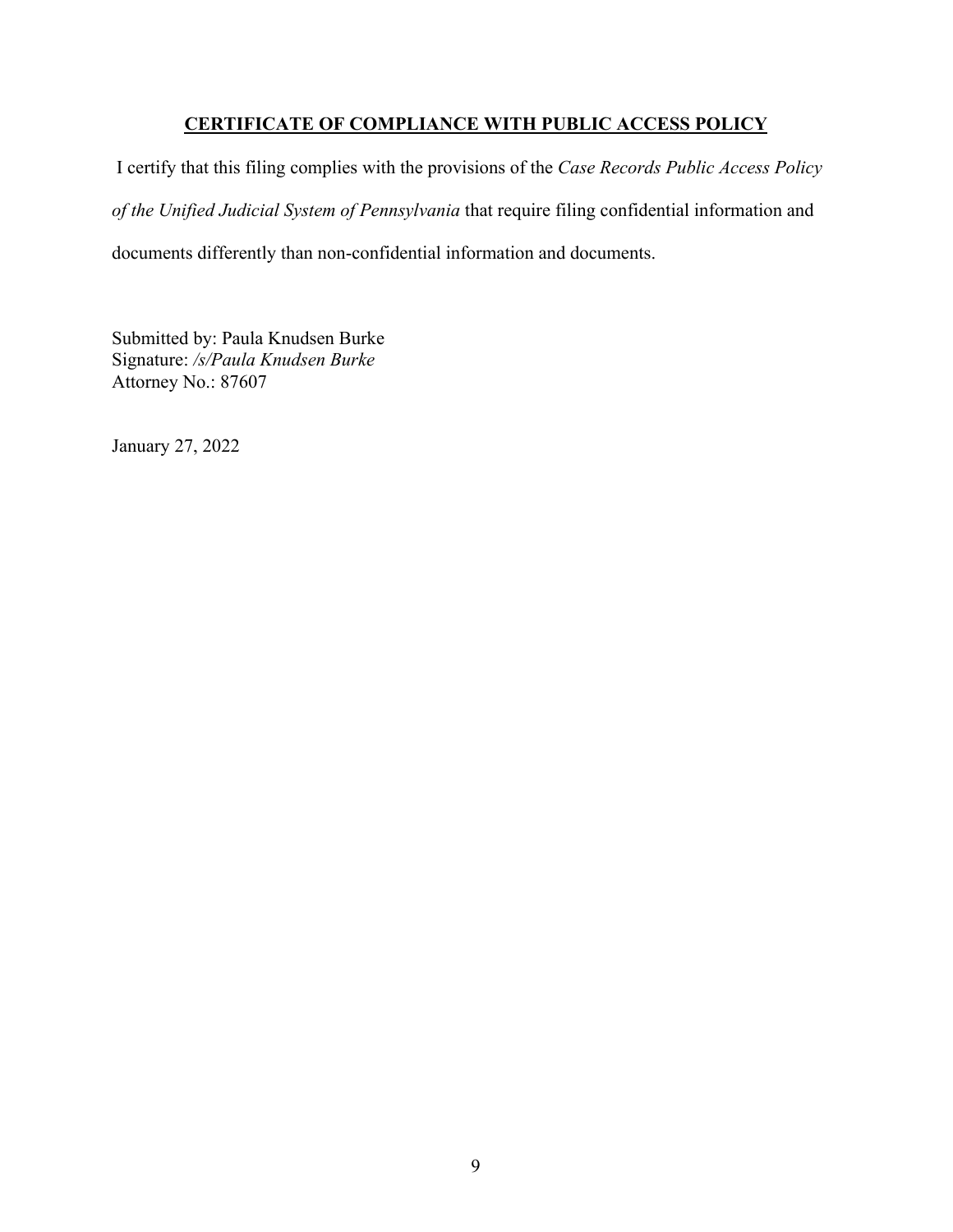## CERTIFICATE OF COMPLIANCE WITH PUBLIC ACCESS POLICY

I certify that this filing complies with the provisions of the *Case Records Public Access Policy of the Unified Judicial System of Pennsylvania* that require filing confidential information and documents differently than non-confidential information and documents.

Submitted by: Paula Knudsen Burke
Signature: */s/Paula Knudsen Burke*
Attorney No.: 87607

January 27, 2022